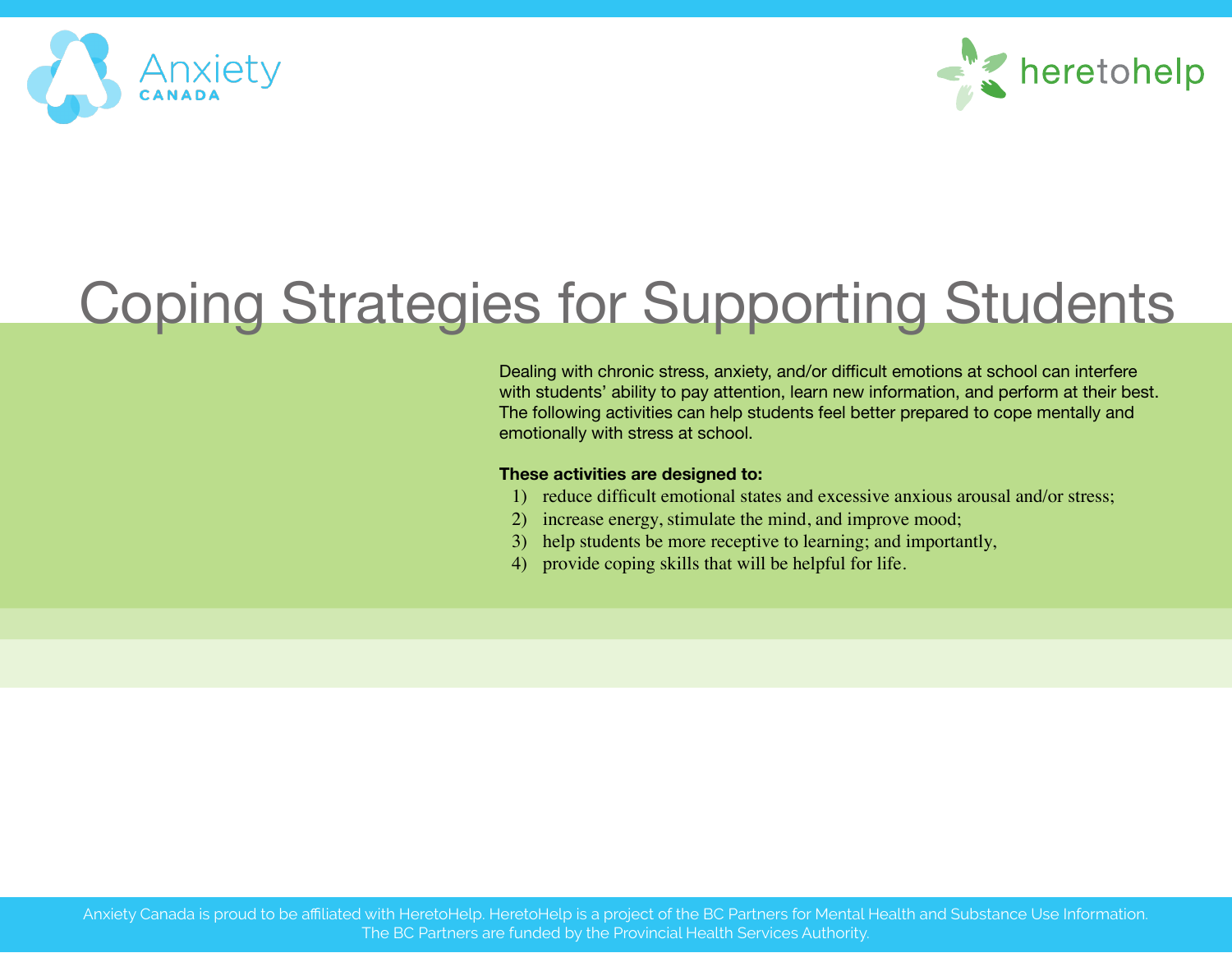Anxiety Canada

heretohelp

# Coping Strategies for Supporting Students

Dealing with chronic stress, anxiety, and/or difficult emotions at school can interfere with students' ability to pay attention, learn new information, and perform at their best. The following activities can help students feel better prepared to cope mentally and emotionally with stress at school.

**These activities are designed to:**

1) reduce difficult emotional states and excessive anxious arousal and/or stress;
2) increase energy, stimulate the mind, and improve mood;
3) help students be more receptive to learning; and importantly,
4) provide coping skills that will be helpful for life.

Anxiety Canada is proud to be affiliated with HeretoHelp. HeretoHelp is a project of the BC Partners for Mental Health and Substance Use Information. The BC Partners are funded by the Provincial Health Services Authority.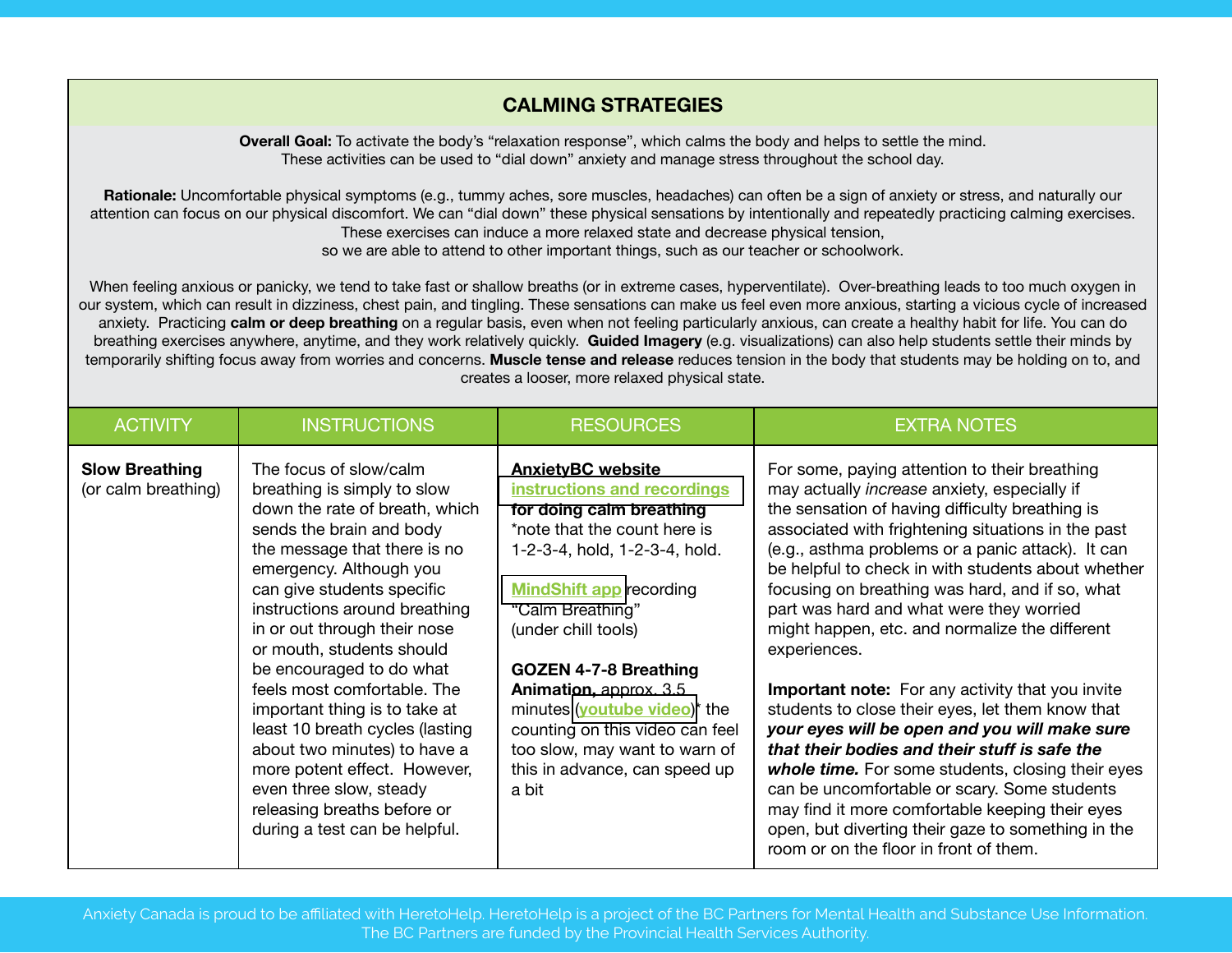## CALMING STRATEGIES

**Overall Goal:** To activate the body's "relaxation response", which calms the body and helps to settle the mind. These activities can be used to "dial down" anxiety and manage stress throughout the school day.

**Rationale:** Uncomfortable physical symptoms (e.g., tummy aches, sore muscles, headaches) can often be a sign of anxiety or stress, and naturally our attention can focus on our physical discomfort. We can "dial down" these physical sensations by intentionally and repeatedly practicing calming exercises. These exercises can induce a more relaxed state and decrease physical tension, so we are able to attend to other important things, such as our teacher or schoolwork.

When feeling anxious or panicky, we tend to take fast or shallow breaths (or in extreme cases, hyperventilate). Over-breathing leads to too much oxygen in our system, which can result in dizziness, chest pain, and tingling. These sensations can make us feel even more anxious, starting a vicious cycle of increased anxiety. Practicing **calm or deep breathing** on a regular basis, even when not feeling particularly anxious, can create a healthy habit for life. You can do breathing exercises anywhere, anytime, and they work relatively quickly. **Guided Imagery** (e.g. visualizations) can also help students settle their minds by temporarily shifting focus away from worries and concerns. **Muscle tense and release** reduces tension in the body that students may be holding on to, and creates a looser, more relaxed physical state.

| ACTIVITY | INSTRUCTIONS | RESOURCES | EXTRA NOTES |
|---|---|---|---|
| **Slow Breathing** (or calm breathing) | The focus of slow/calm breathing is simply to slow down the rate of breath, which sends the brain and body the message that there is no emergency. Although you can give students specific instructions around breathing in or out through their nose or mouth, students should be encouraged to do what feels most comfortable. The important thing is to take at least 10 breath cycles (lasting about two minutes) to have a more potent effect. However, even three slow, steady releasing breaths before or during a test can be helpful. | **AnxietyBC website instructions and recordings for doing calm breathing** *note that the count here is 1-2-3-4, hold, 1-2-3-4, hold.<br><br>MindShift app recording "Calm Breathing" (under chill tools)<br><br>**GOZEN 4-7-8 Breathing Animation,** approx. 3.5 minutes (youtube video)* the counting on this video can feel too slow, may want to warn of this in advance, can speed up a bit | For some, paying attention to their breathing may actually *increase* anxiety, especially if the sensation of having difficulty breathing is associated with frightening situations in the past (e.g., asthma problems or a panic attack). It can be helpful to check in with students about whether focusing on breathing was hard, and if so, what part was hard and what were they worried might happen, etc. and normalize the different experiences.<br><br>**Important note:** For any activity that you invite students to close their eyes, let them know that ***your eyes will be open and you will make sure that their bodies and their stuff is safe the whole time.*** For some students, closing their eyes can be uncomfortable or scary. Some students may find it more comfortable keeping their eyes open, but diverting their gaze to something in the room or on the floor in front of them. |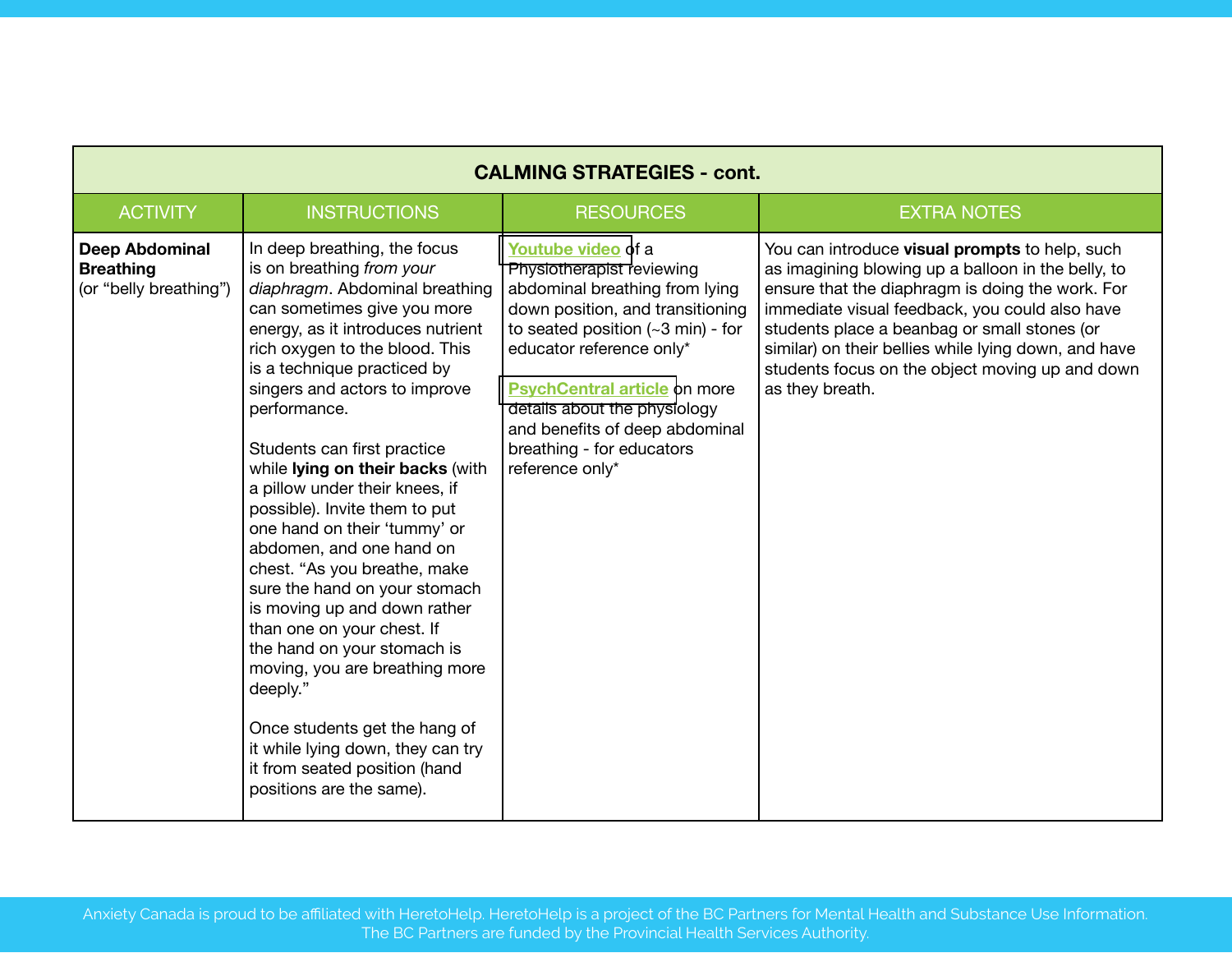| CALMING STRATEGIES - cont. | | | |
|---|---|---|---|
| ACTIVITY | INSTRUCTIONS | RESOURCES | EXTRA NOTES |
| **Deep Abdominal Breathing** (or "belly breathing") | In deep breathing, the focus is on breathing *from your diaphragm*. Abdominal breathing can sometimes give you more energy, as it introduces nutrient rich oxygen to the blood. This is a technique practiced by singers and actors to improve performance.<br><br>Students can first practice while **lying on their backs** (with a pillow under their knees, if possible). Invite them to put one hand on their 'tummy' or abdomen, and one hand on chest. "As you breathe, make sure the hand on your stomach is moving up and down rather than one on your chest. If the hand on your stomach is moving, you are breathing more deeply."<br><br>Once students get the hang of it while lying down, they can try it from seated position (hand positions are the same). | **Youtube video** of a Physiotherapist reviewing abdominal breathing from lying down position, and transitioning to seated position (~3 min) - for educator reference only*<br><br>**PsychCentral article** on more details about the physiology and benefits of deep abdominal breathing - for educators reference only* | You can introduce **visual prompts** to help, such as imagining blowing up a balloon in the belly, to ensure that the diaphragm is doing the work. For immediate visual feedback, you could also have students place a beanbag or small stones (or similar) on their bellies while lying down, and have students focus on the object moving up and down as they breath. |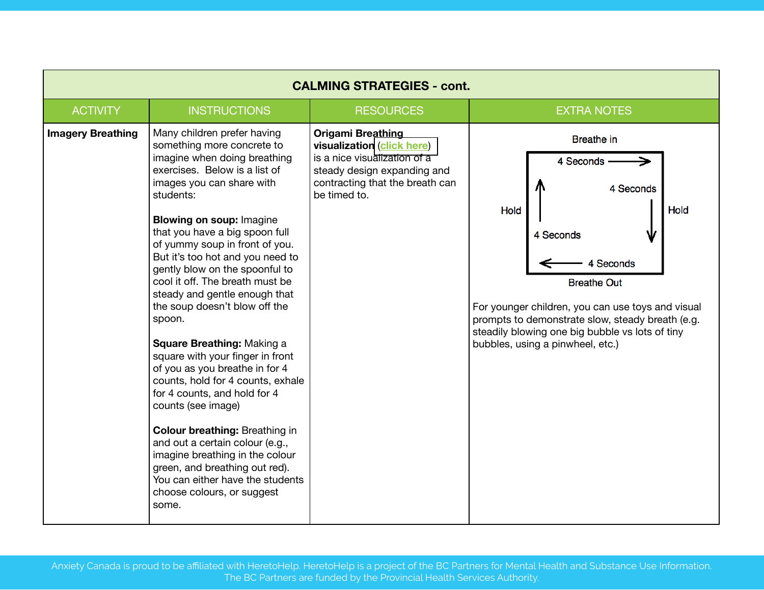| CALMING STRATEGIES - cont. | | | |
|---|---|---|---|
| ACTIVITY | INSTRUCTIONS | RESOURCES | EXTRA NOTES |
| **Imagery Breathing** | Many children prefer having something more concrete to imagine when doing breathing exercises. Below is a list of images you can share with students:<br><br>**Blowing on soup:** Imagine that you have a big spoon full of yummy soup in front of you. But it's too hot and you need to gently blow on the spoonful to cool it off. The breath must be steady and gentle enough that the soup doesn't blow off the spoon.<br><br>**Square Breathing:** Making a square with your finger in front of you as you breathe in for 4 counts, hold for 4 counts, exhale for 4 counts, and hold for 4 counts (see image)<br><br>**Colour breathing:** Breathing in and out a certain colour (e.g., imagine breathing in the colour green, and breathing out red). You can either have the students choose colours, or suggest some. | **Origami Breathing visualization** (click here) is a nice visualization of a steady design expanding and contracting that the breath can be timed to. | Breathe in<br>4 Seconds →<br>Hold ↑ 4 Seconds &nbsp; 4 Seconds ↓ Hold<br>← 4 Seconds<br>Breathe Out<br><br>For younger children, you can use toys and visual prompts to demonstrate slow, steady breath (e.g. steadily blowing one big bubble vs lots of tiny bubbles, using a pinwheel, etc.) |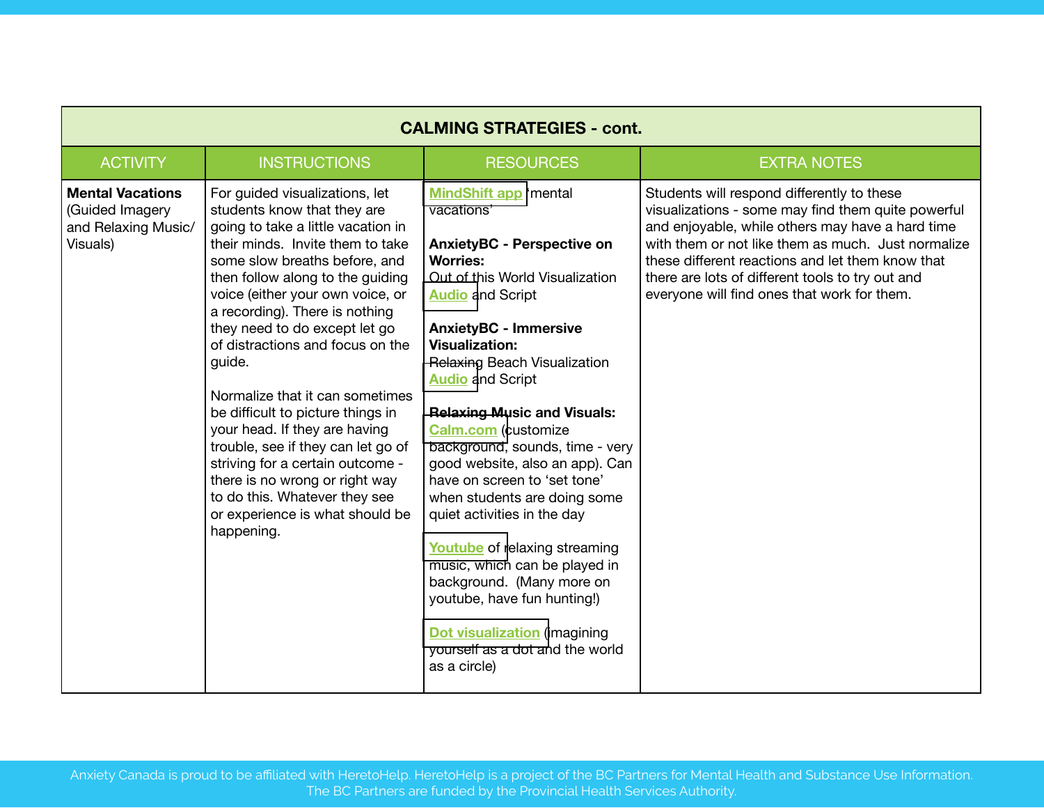| CALMING STRATEGIES - cont. | | | |
|---|---|---|---|
| ACTIVITY | INSTRUCTIONS | RESOURCES | EXTRA NOTES |
| **Mental Vacations** (Guided Imagery and Relaxing Music/ Visuals) | For guided visualizations, let students know that they are going to take a little vacation in their minds. Invite them to take some slow breaths before, and then follow along to the guiding voice (either your own voice, or a recording). There is nothing they need to do except let go of distractions and focus on the guide.<br><br>Normalize that it can sometimes be difficult to picture things in your head. If they are having trouble, see if they can let go of striving for a certain outcome - there is no wrong or right way to do this. Whatever they see or experience is what should be happening. | **MindShift app** 'mental vacations'<br><br>**AnxietyBC - Perspective on Worries:** Out of this World Visualization **Audio** and Script<br><br>**AnxietyBC - Immersive Visualization:** Relaxing Beach Visualization **Audio** and Script<br><br>**Relaxing Music and Visuals:** **Calm.com** (customize background, sounds, time - very good website, also an app). Can have on screen to 'set tone' when students are doing some quiet activities in the day<br><br>**Youtube** of relaxing streaming music, which can be played in background. (Many more on youtube, have fun hunting!)<br><br>**Dot visualization** (imagining yourself as a dot and the world as a circle) | Students will respond differently to these visualizations - some may find them quite powerful and enjoyable, while others may have a hard time with them or not like them as much. Just normalize these different reactions and let them know that there are lots of different tools to try out and everyone will find ones that work for them. |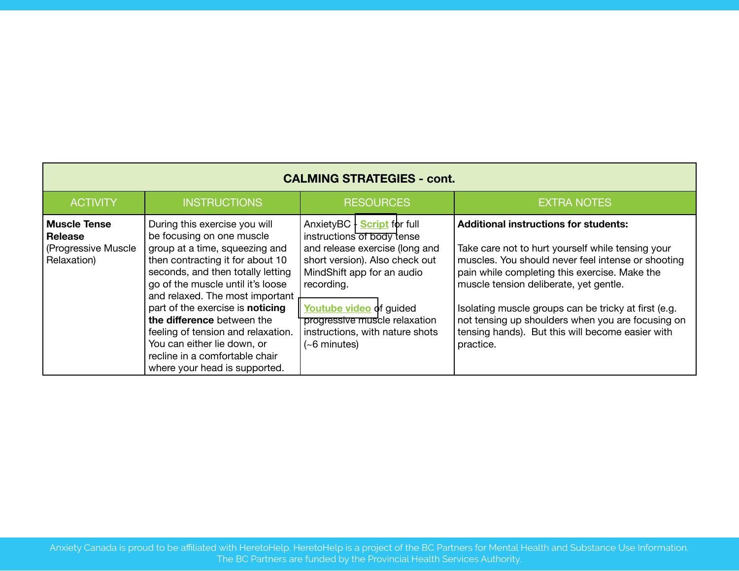| CALMING STRATEGIES - cont. | | | |
|---|---|---|---|
| ACTIVITY | INSTRUCTIONS | RESOURCES | EXTRA NOTES |
| **Muscle Tense Release** (Progressive Muscle Relaxation) | During this exercise you will be focusing on one muscle group at a time, squeezing and then contracting it for about 10 seconds, and then totally letting go of the muscle until it's loose and relaxed. The most important part of the exercise is **noticing the difference** between the feeling of tension and relaxation. You can either lie down, or recline in a comfortable chair where your head is supported. | AnxietyBC - **Script** for full instructions of body tense and release exercise (long and short version). Also check out MindShift app for an audio recording.<br><br>**Youtube video** of guided progressive muscle relaxation instructions, with nature shots (~6 minutes) | **Additional instructions for students:**<br><br>Take care not to hurt yourself while tensing your muscles. You should never feel intense or shooting pain while completing this exercise. Make the muscle tension deliberate, yet gentle.<br><br>Isolating muscle groups can be tricky at first (e.g. not tensing up shoulders when you are focusing on tensing hands). But this will become easier with practice. |

Anxiety Canada is proud to be affiliated with HeretoHelp. HeretoHelp is a project of the BC Partners for Mental Health and Substance Use Information. The BC Partners are funded by the Provincial Health Services Authority.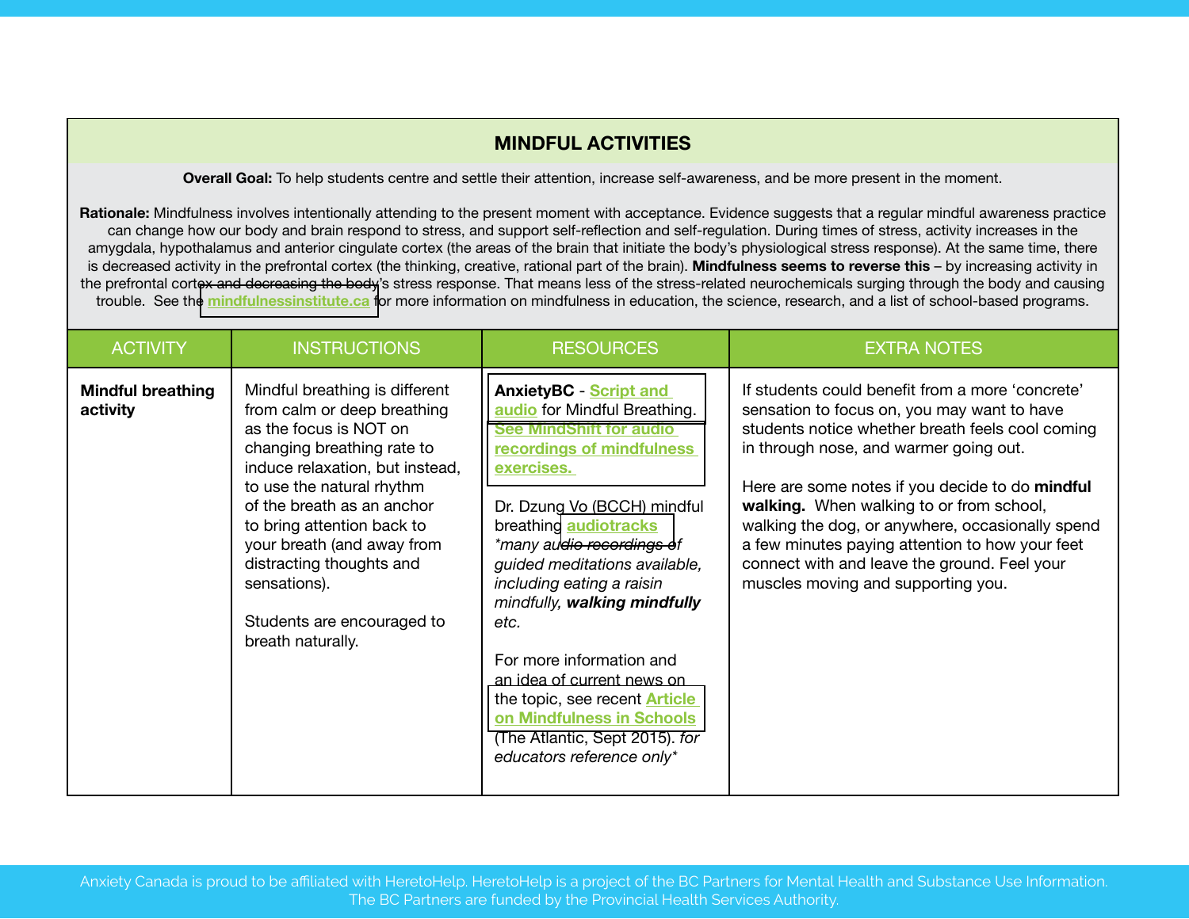## MINDFUL ACTIVITIES

**Overall Goal:** To help students centre and settle their attention, increase self-awareness, and be more present in the moment.

**Rationale:** Mindfulness involves intentionally attending to the present moment with acceptance. Evidence suggests that a regular mindful awareness practice can change how our body and brain respond to stress, and support self-reflection and self-regulation. During times of stress, activity increases in the amygdala, hypothalamus and anterior cingulate cortex (the areas of the brain that initiate the body's physiological stress response). At the same time, there is decreased activity in the prefrontal cortex (the thinking, creative, rational part of the brain). **Mindfulness seems to reverse this** – by increasing activity in the prefrontal cortex and decreasing the body's stress response. That means less of the stress-related neurochemicals surging through the body and causing trouble. See the mindfulnessinstitute.ca for more information on mindfulness in education, the science, research, and a list of school-based programs.

| ACTIVITY | INSTRUCTIONS | RESOURCES | EXTRA NOTES |
|---|---|---|---|
| **Mindful breathing activity** | Mindful breathing is different from calm or deep breathing as the focus is NOT on changing breathing rate to induce relaxation, but instead, to use the natural rhythm of the breath as an anchor to bring attention back to your breath (and away from distracting thoughts and sensations).<br><br>Students are encouraged to breath naturally. | **AnxietyBC** - Script and audio for Mindful Breathing. See MindShift for audio recordings of mindfulness exercises.<br><br>Dr. Dzung Vo (BCCH) mindful breathing audiotracks *\*many audio recordings of guided meditations available, including eating a raisin mindfully, **walking mindfully** etc.*<br><br>For more information and an idea of current news on the topic, see recent Article on Mindfulness in Schools (The Atlantic, Sept 2015). *for educators reference only\** | If students could benefit from a more 'concrete' sensation to focus on, you may want to have students notice whether breath feels cool coming in through nose, and warmer going out.<br><br>Here are some notes if you decide to do **mindful walking.** When walking to or from school, walking the dog, or anywhere, occasionally spend a few minutes paying attention to how your feet connect with and leave the ground. Feel your muscles moving and supporting you. |

Anxiety Canada is proud to be affiliated with HeretoHelp. HeretoHelp is a project of the BC Partners for Mental Health and Substance Use Information. The BC Partners are funded by the Provincial Health Services Authority.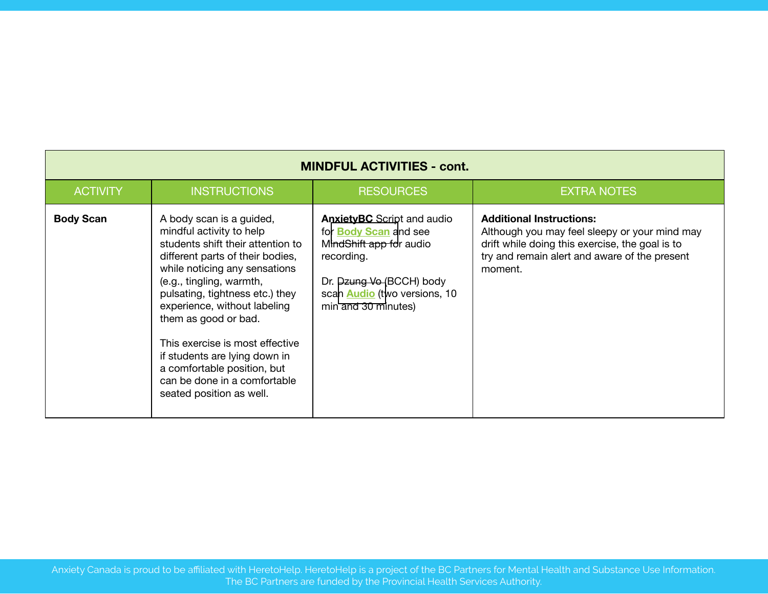| MINDFUL ACTIVITIES - cont. | | | |
|---|---|---|---|
| ACTIVITY | INSTRUCTIONS | RESOURCES | EXTRA NOTES |
| **Body Scan** | A body scan is a guided, mindful activity to help students shift their attention to different parts of their bodies, while noticing any sensations (e.g., tingling, warmth, pulsating, tightness etc.) they experience, without labeling them as good or bad.<br><br>This exercise is most effective if students are lying down in a comfortable position, but can be done in a comfortable seated position as well. | **AnxietyBC** Script and audio for **Body Scan** and see MindShift app for audio recording.<br><br>Dr. Dzung Vo (BCCH) body scan **Audio** (two versions, 10 min and 30 minutes) | **Additional Instructions:**<br>Although you may feel sleepy or your mind may drift while doing this exercise, the goal is to try and remain alert and aware of the present moment. |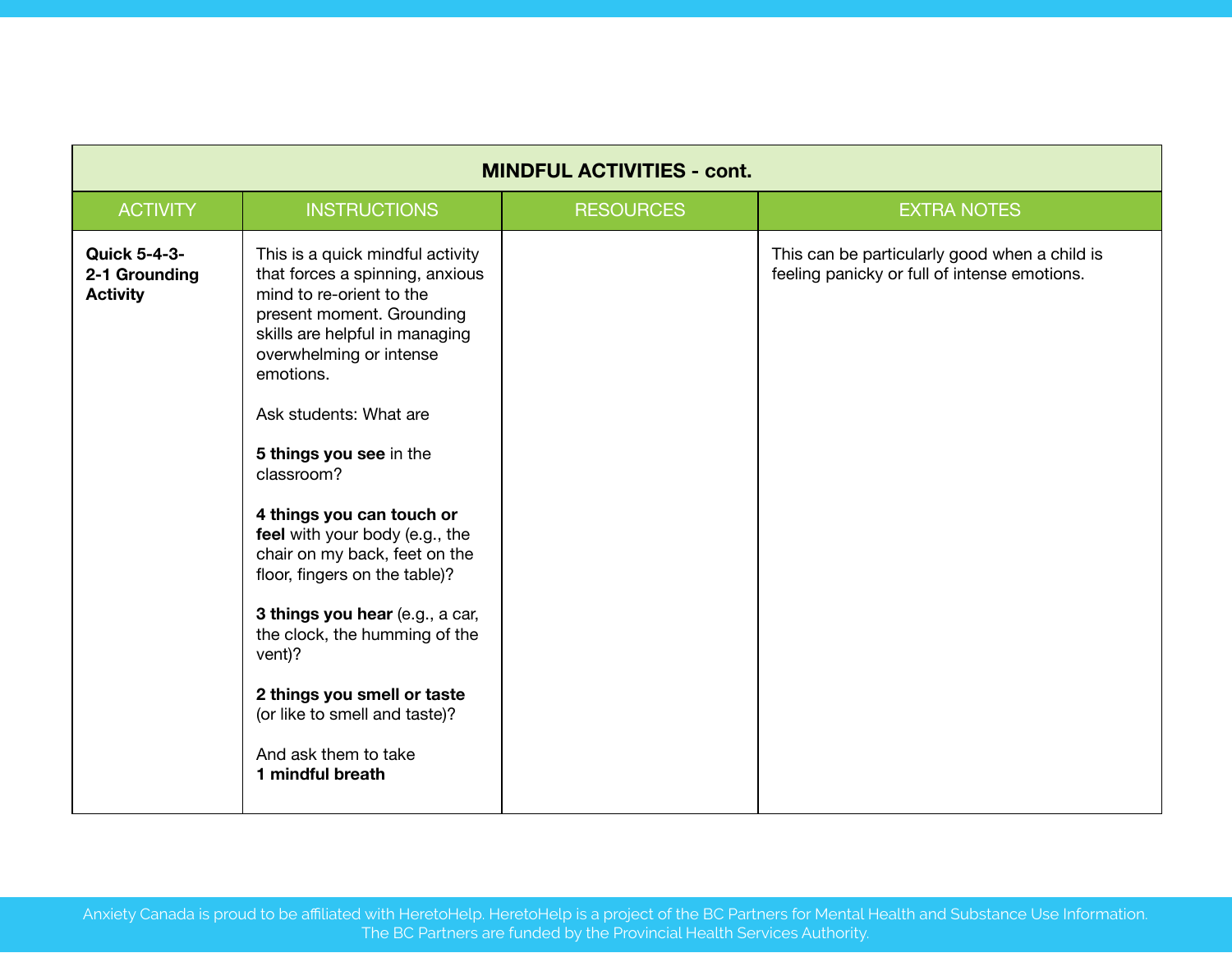| MINDFUL ACTIVITIES - cont. | | | |
|---|---|---|---|
| ACTIVITY | INSTRUCTIONS | RESOURCES | EXTRA NOTES |
| **Quick 5-4-3-2-1 Grounding Activity** | This is a quick mindful activity that forces a spinning, anxious mind to re-orient to the present moment. Grounding skills are helpful in managing overwhelming or intense emotions.<br><br>Ask students: What are<br><br>**5 things you see** in the classroom?<br><br>**4 things you can touch or feel** with your body (e.g., the chair on my back, feet on the floor, fingers on the table)?<br><br>**3 things you hear** (e.g., a car, the clock, the humming of the vent)?<br><br>**2 things you smell or taste** (or like to smell and taste)?<br><br>And ask them to take **1 mindful breath** | | This can be particularly good when a child is feeling panicky or full of intense emotions. |

Anxiety Canada is proud to be affiliated with HeretoHelp. HeretoHelp is a project of the BC Partners for Mental Health and Substance Use Information. The BC Partners are funded by the Provincial Health Services Authority.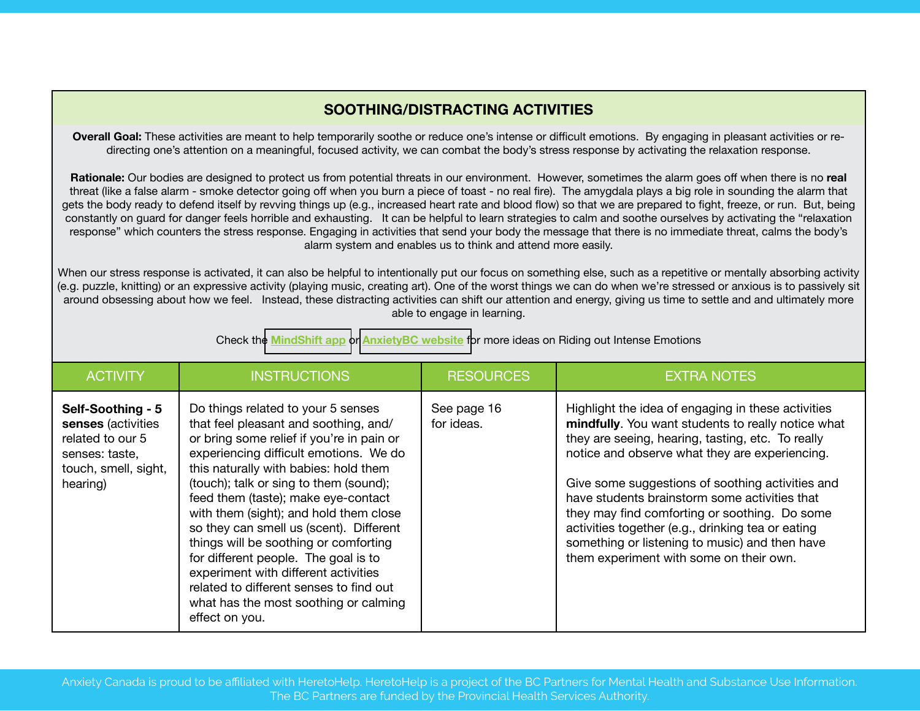## SOOTHING/DISTRACTING ACTIVITIES

**Overall Goal:** These activities are meant to help temporarily soothe or reduce one's intense or difficult emotions. By engaging in pleasant activities or re-directing one's attention on a meaningful, focused activity, we can combat the body's stress response by activating the relaxation response.

**Rationale:** Our bodies are designed to protect us from potential threats in our environment. However, sometimes the alarm goes off when there is no **real** threat (like a false alarm - smoke detector going off when you burn a piece of toast - no real fire). The amygdala plays a big role in sounding the alarm that gets the body ready to defend itself by revving things up (e.g., increased heart rate and blood flow) so that we are prepared to fight, freeze, or run. But, being constantly on guard for danger feels horrible and exhausting. It can be helpful to learn strategies to calm and soothe ourselves by activating the "relaxation response" which counters the stress response. Engaging in activities that send your body the message that there is no immediate threat, calms the body's alarm system and enables us to think and attend more easily.

When our stress response is activated, it can also be helpful to intentionally put our focus on something else, such as a repetitive or mentally absorbing activity (e.g. puzzle, knitting) or an expressive activity (playing music, creating art). One of the worst things we can do when we're stressed or anxious is to passively sit around obsessing about how we feel. Instead, these distracting activities can shift our attention and energy, giving us time to settle and and ultimately more able to engage in learning.

Check the MindShift app or AnxietyBC website for more ideas on Riding out Intense Emotions

| ACTIVITY | INSTRUCTIONS | RESOURCES | EXTRA NOTES |
| --- | --- | --- | --- |
| **Self-Soothing - 5 senses** (activities related to our 5 senses: taste, touch, smell, sight, hearing) | Do things related to your 5 senses that feel pleasant and soothing, and/or bring some relief if you're in pain or experiencing difficult emotions. We do this naturally with babies: hold them (touch); talk or sing to them (sound); feed them (taste); make eye-contact with them (sight); and hold them close so they can smell us (scent). Different things will be soothing or comforting for different people. The goal is to experiment with different activities related to different senses to find out what has the most soothing or calming effect on you. | See page 16 for ideas. | Highlight the idea of engaging in these activities **mindfully**. You want students to really notice what they are seeing, hearing, tasting, etc. To really notice and observe what they are experiencing.<br><br>Give some suggestions of soothing activities and have students brainstorm some activities that they may find comforting or soothing. Do some activities together (e.g., drinking tea or eating something or listening to music) and then have them experiment with some on their own. |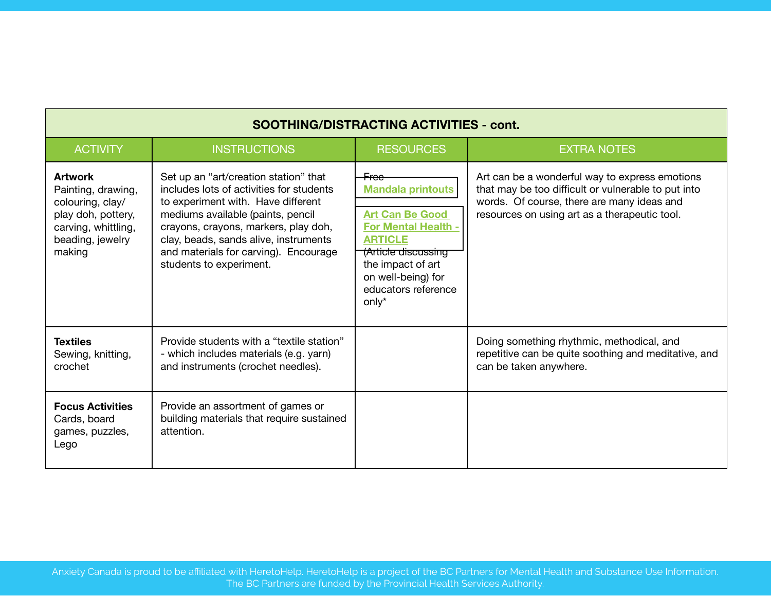| SOOTHING/DISTRACTING ACTIVITIES - cont. | | | |
|---|---|---|---|
| ACTIVITY | INSTRUCTIONS | RESOURCES | EXTRA NOTES |
| **Artwork** Painting, drawing, colouring, clay/ play doh, pottery, carving, whittling, beading, jewelry making | Set up an "art/creation station" that includes lots of activities for students to experiment with. Have different mediums available (paints, pencil crayons, crayons, markers, play doh, clay, beads, sands alive, instruments and materials for carving). Encourage students to experiment. | Free **Mandala printouts** **Art Can Be Good For Mental Health - ARTICLE** (Article discussing the impact of art on well-being) for educators reference only* | Art can be a wonderful way to express emotions that may be too difficult or vulnerable to put into words. Of course, there are many ideas and resources on using art as a therapeutic tool. |
| **Textiles** Sewing, knitting, crochet | Provide students with a "textile station" - which includes materials (e.g. yarn) and instruments (crochet needles). | | Doing something rhythmic, methodical, and repetitive can be quite soothing and meditative, and can be taken anywhere. |
| **Focus Activities** Cards, board games, puzzles, Lego | Provide an assortment of games or building materials that require sustained attention. | | |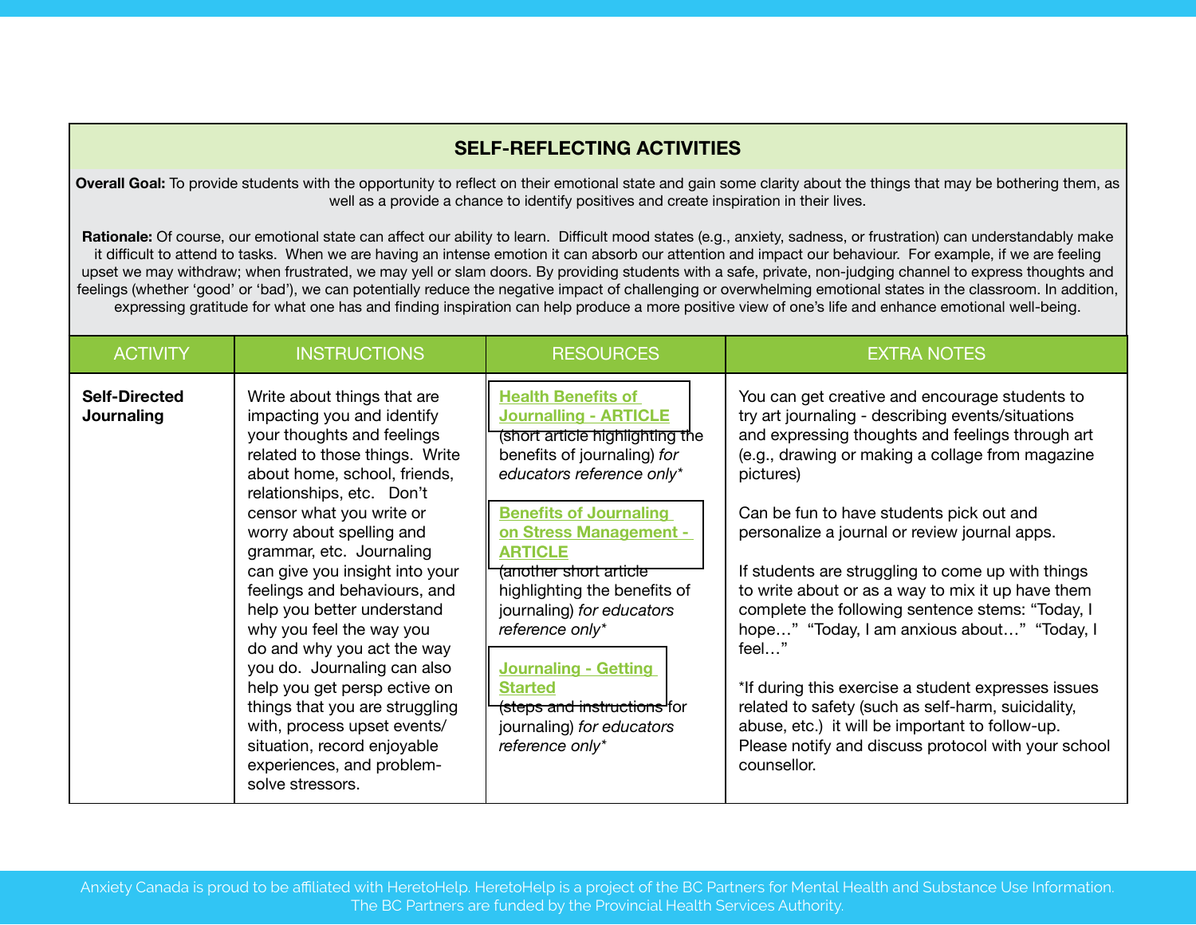## SELF-REFLECTING ACTIVITIES

**Overall Goal:** To provide students with the opportunity to reflect on their emotional state and gain some clarity about the things that may be bothering them, as well as a provide a chance to identify positives and create inspiration in their lives.

**Rationale:** Of course, our emotional state can affect our ability to learn. Difficult mood states (e.g., anxiety, sadness, or frustration) can understandably make it difficult to attend to tasks. When we are having an intense emotion it can absorb our attention and impact our behaviour. For example, if we are feeling upset we may withdraw; when frustrated, we may yell or slam doors. By providing students with a safe, private, non-judging channel to express thoughts and feelings (whether 'good' or 'bad'), we can potentially reduce the negative impact of challenging or overwhelming emotional states in the classroom. In addition, expressing gratitude for what one has and finding inspiration can help produce a more positive view of one's life and enhance emotional well-being.

| ACTIVITY | INSTRUCTIONS | RESOURCES | EXTRA NOTES |
|---|---|---|---|
| **Self-Directed Journaling** | Write about things that are impacting you and identify your thoughts and feelings related to those things. Write about home, school, friends, relationships, etc. Don't censor what you write or worry about spelling and grammar, etc. Journaling can give you insight into your feelings and behaviours, and help you better understand why you feel the way you do and why you act the way you do. Journaling can also help you get persp ective on things that you are struggling with, process upset events/ situation, record enjoyable experiences, and problem-solve stressors. | **Health Benefits of Journalling - ARTICLE** (short article highlighting the benefits of journaling) *for educators reference only** <br><br> **Benefits of Journaling on Stress Management - ARTICLE** (another short article highlighting the benefits of journaling) *for educators reference only** <br><br> **Journaling - Getting Started** (steps and instructions for journaling) *for educators reference only** | You can get creative and encourage students to try art journaling - describing events/situations and expressing thoughts and feelings through art (e.g., drawing or making a collage from magazine pictures) <br><br> Can be fun to have students pick out and personalize a journal or review journal apps. <br><br> If students are struggling to come up with things to write about or as a way to mix it up have them complete the following sentence stems: "Today, I hope…" "Today, I am anxious about…" "Today, I feel…" <br><br> *If during this exercise a student expresses issues related to safety (such as self-harm, suicidality, abuse, etc.) it will be important to follow-up. Please notify and discuss protocol with your school counsellor. |

Anxiety Canada is proud to be affiliated with HeretoHelp. HeretoHelp is a project of the BC Partners for Mental Health and Substance Use Information. The BC Partners are funded by the Provincial Health Services Authority.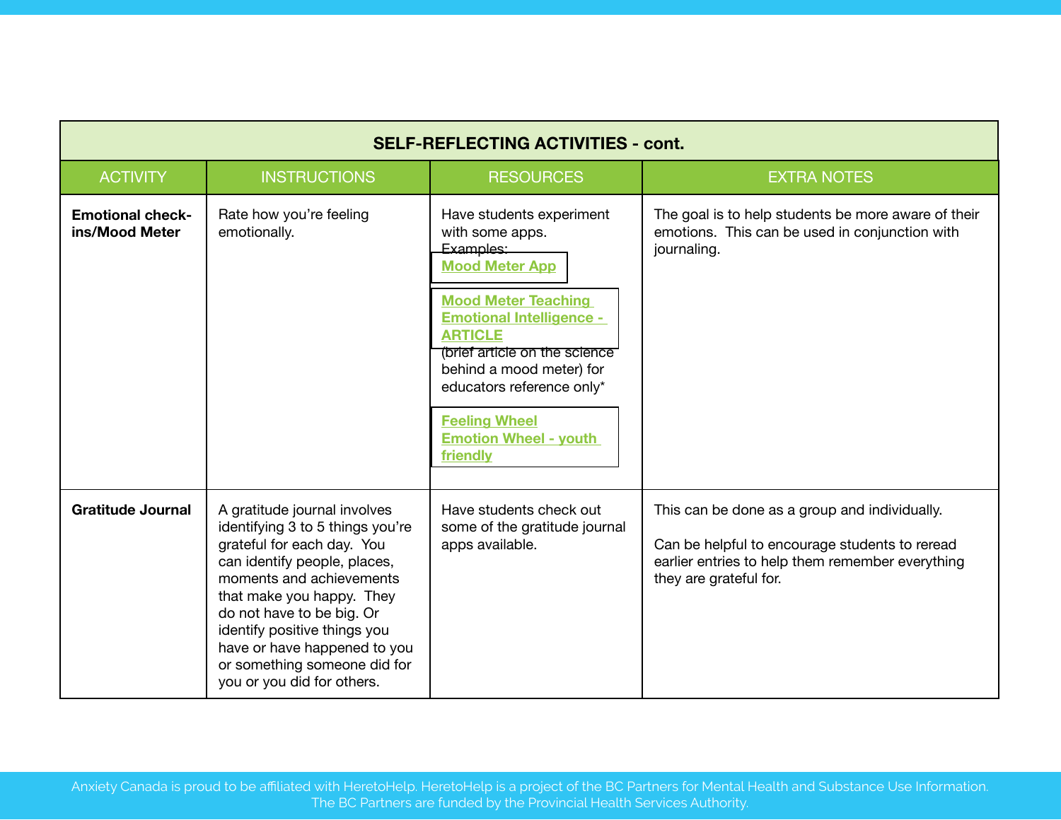| SELF-REFLECTING ACTIVITIES - cont. | | | |
|---|---|---|---|
| ACTIVITY | INSTRUCTIONS | RESOURCES | EXTRA NOTES |
| **Emotional check-ins/Mood Meter** | Rate how you're feeling emotionally. | Have students experiment with some apps. Examples: **Mood Meter App** **Mood Meter Teaching Emotional Intelligence - ARTICLE** (brief article on the science behind a mood meter) for educators reference only* **Feeling Wheel** **Emotion Wheel - youth friendly** | The goal is to help students be more aware of their emotions. This can be used in conjunction with journaling. |
| **Gratitude Journal** | A gratitude journal involves identifying 3 to 5 things you're grateful for each day. You can identify people, places, moments and achievements that make you happy. They do not have to be big. Or identify positive things you have or have happened to you or something someone did for you or you did for others. | Have students check out some of the gratitude journal apps available. | This can be done as a group and individually. Can be helpful to encourage students to reread earlier entries to help them remember everything they are grateful for. |

Anxiety Canada is proud to be affiliated with HeretoHelp. HeretoHelp is a project of the BC Partners for Mental Health and Substance Use Information. The BC Partners are funded by the Provincial Health Services Authority.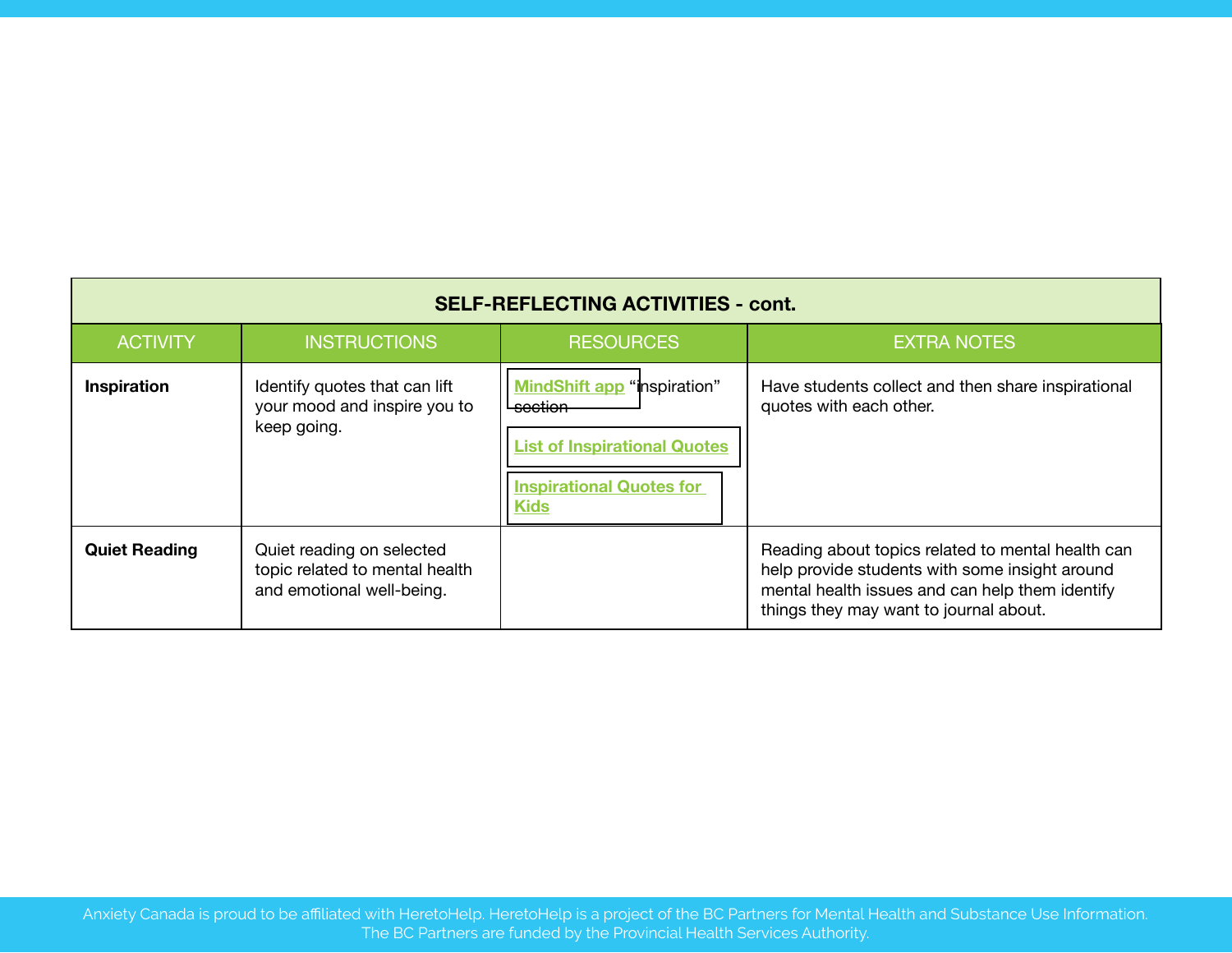| SELF-REFLECTING ACTIVITIES - cont. | | | |
|---|---|---|---|
| ACTIVITY | INSTRUCTIONS | RESOURCES | EXTRA NOTES |
| **Inspiration** | Identify quotes that can lift your mood and inspire you to keep going. | MindShift app "inspiration" section<br>List of Inspirational Quotes<br>Inspirational Quotes for Kids | Have students collect and then share inspirational quotes with each other. |
| **Quiet Reading** | Quiet reading on selected topic related to mental health and emotional well-being. | | Reading about topics related to mental health can help provide students with some insight around mental health issues and can help them identify things they may want to journal about. |

Anxiety Canada is proud to be affiliated with HeretoHelp. HeretoHelp is a project of the BC Partners for Mental Health and Substance Use Information. The BC Partners are funded by the Provincial Health Services Authority.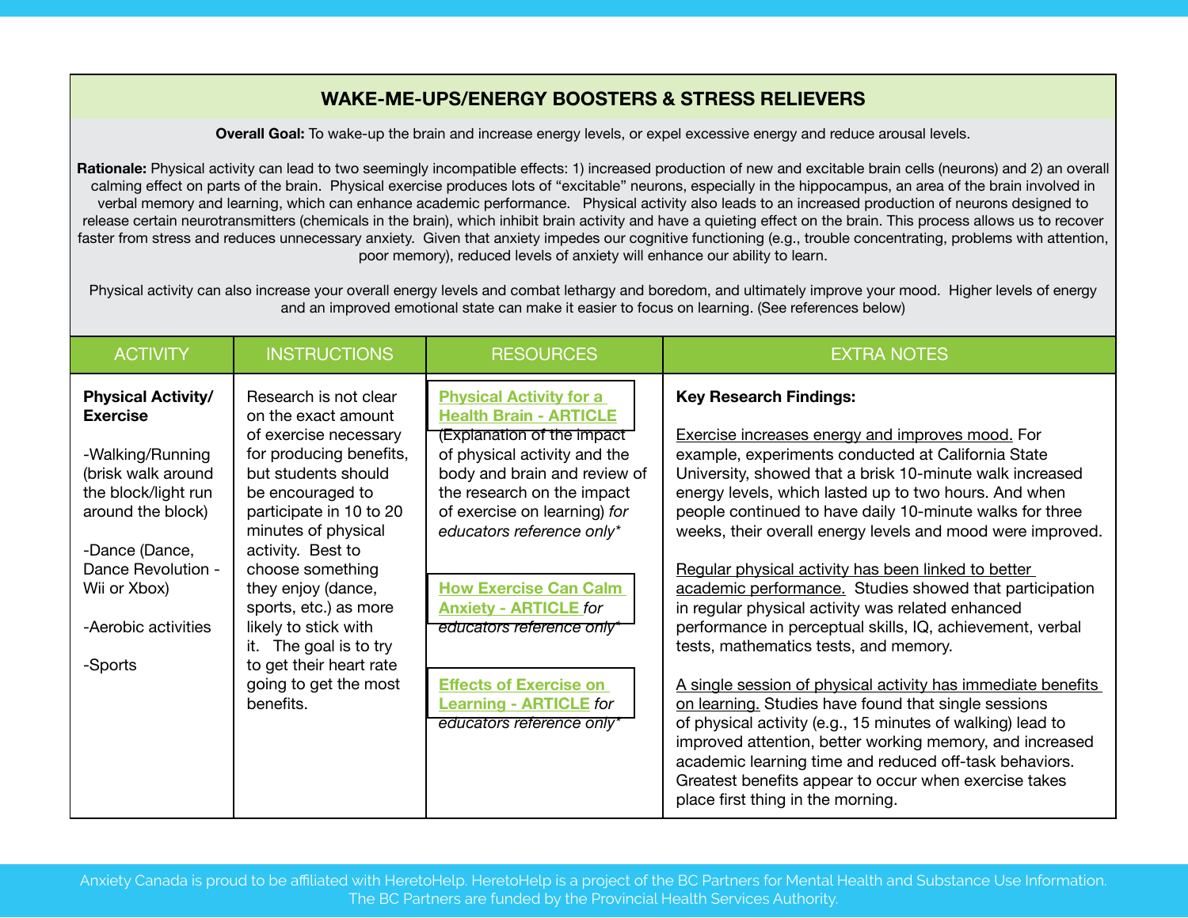## WAKE-ME-UPS/ENERGY BOOSTERS & STRESS RELIEVERS

**Overall Goal:** To wake-up the brain and increase energy levels, or expel excessive energy and reduce arousal levels.

**Rationale:** Physical activity can lead to two seemingly incompatible effects: 1) increased production of new and excitable brain cells (neurons) and 2) an overall calming effect on parts of the brain. Physical exercise produces lots of "excitable" neurons, especially in the hippocampus, an area of the brain involved in verbal memory and learning, which can enhance academic performance. Physical activity also leads to an increased production of neurons designed to release certain neurotransmitters (chemicals in the brain), which inhibit brain activity and have a quieting effect on the brain. This process allows us to recover faster from stress and reduces unnecessary anxiety. Given that anxiety impedes our cognitive functioning (e.g., trouble concentrating, problems with attention, poor memory), reduced levels of anxiety will enhance our ability to learn.

Physical activity can also increase your overall energy levels and combat lethargy and boredom, and ultimately improve your mood. Higher levels of energy and an improved emotional state can make it easier to focus on learning. (See references below)

| ACTIVITY | INSTRUCTIONS | RESOURCES | EXTRA NOTES |
|---|---|---|---|
| **Physical Activity/ Exercise**<br><br>-Walking/Running (brisk walk around the block/light run around the block)<br><br>-Dance (Dance, Dance Revolution - Wii or Xbox)<br><br>-Aerobic activities<br><br>-Sports | Research is not clear on the exact amount of exercise necessary for producing benefits, but students should be encouraged to participate in 10 to 20 minutes of physical activity. Best to choose something they enjoy (dance, sports, etc.) as more likely to stick with it. The goal is to try to get their heart rate going to get the most benefits. | **Physical Activity for a Health Brain - ARTICLE** (Explanation of the impact of physical activity and the body and brain and review of the research on the impact of exercise on learning) *for educators reference only**<br><br>**How Exercise Can Calm Anxiety - ARTICLE** *for educators reference only**<br><br>**Effects of Exercise on Learning - ARTICLE** *for educators reference only** | **Key Research Findings:**<br><br>Exercise increases energy and improves mood. For example, experiments conducted at California State University, showed that a brisk 10-minute walk increased energy levels, which lasted up to two hours. And when people continued to have daily 10-minute walks for three weeks, their overall energy levels and mood were improved.<br><br>Regular physical activity has been linked to better academic performance. Studies showed that participation in regular physical activity was related enhanced performance in perceptual skills, IQ, achievement, verbal tests, mathematics tests, and memory.<br><br>A single session of physical activity has immediate benefits on learning. Studies have found that single sessions of physical activity (e.g., 15 minutes of walking) lead to improved attention, better working memory, and increased academic learning time and reduced off-task behaviors. Greatest benefits appear to occur when exercise takes place first thing in the morning. |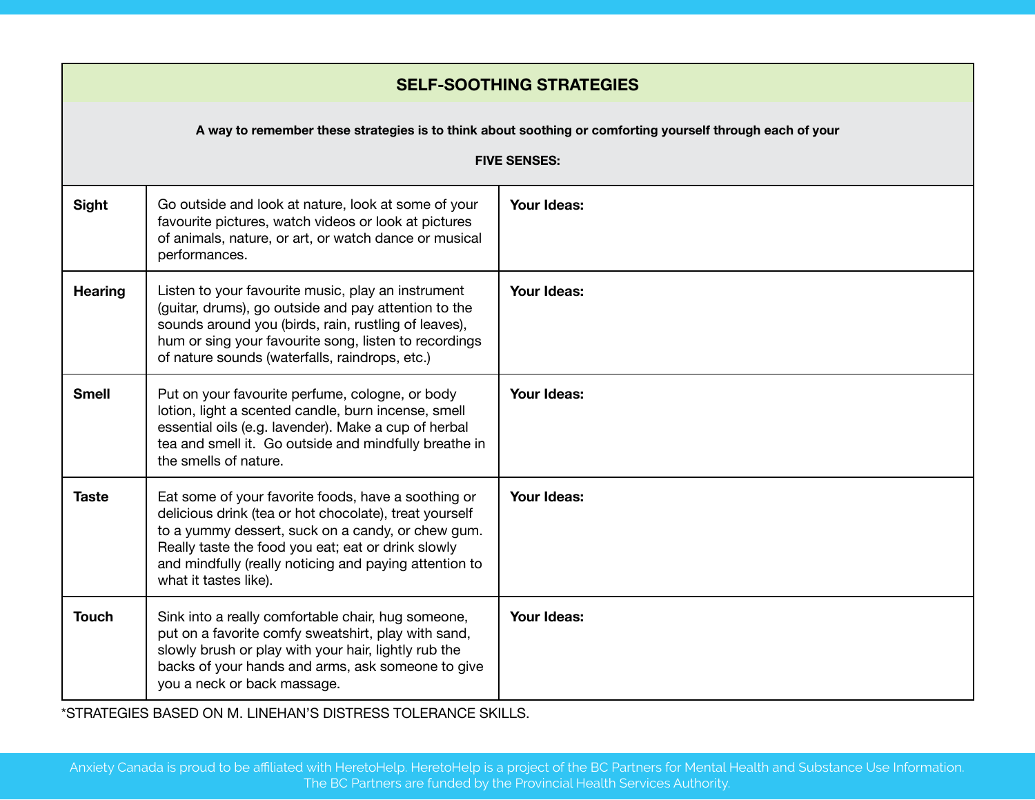| SELF-SOOTHING STRATEGIES | | |
|---|---|---|
| **A way to remember these strategies is to think about soothing or comforting yourself through each of your FIVE SENSES:** | | |
| **Sight** | Go outside and look at nature, look at some of your favourite pictures, watch videos or look at pictures of animals, nature, or art, or watch dance or musical performances. | **Your Ideas:** |
| **Hearing** | Listen to your favourite music, play an instrument (guitar, drums), go outside and pay attention to the sounds around you (birds, rain, rustling of leaves), hum or sing your favourite song, listen to recordings of nature sounds (waterfalls, raindrops, etc.) | **Your Ideas:** |
| **Smell** | Put on your favourite perfume, cologne, or body lotion, light a scented candle, burn incense, smell essential oils (e.g. lavender). Make a cup of herbal tea and smell it. Go outside and mindfully breathe in the smells of nature. | **Your Ideas:** |
| **Taste** | Eat some of your favorite foods, have a soothing or delicious drink (tea or hot chocolate), treat yourself to a yummy dessert, suck on a candy, or chew gum. Really taste the food you eat; eat or drink slowly and mindfully (really noticing and paying attention to what it tastes like). | **Your Ideas:** |
| **Touch** | Sink into a really comfortable chair, hug someone, put on a favorite comfy sweatshirt, play with sand, slowly brush or play with your hair, lightly rub the backs of your hands and arms, ask someone to give you a neck or back massage. | **Your Ideas:** |

*STRATEGIES BASED ON M. LINEHAN'S DISTRESS TOLERANCE SKILLS.

Anxiety Canada is proud to be affiliated with HeretoHelp. HeretoHelp is a project of the BC Partners for Mental Health and Substance Use Information. The BC Partners are funded by the Provincial Health Services Authority.